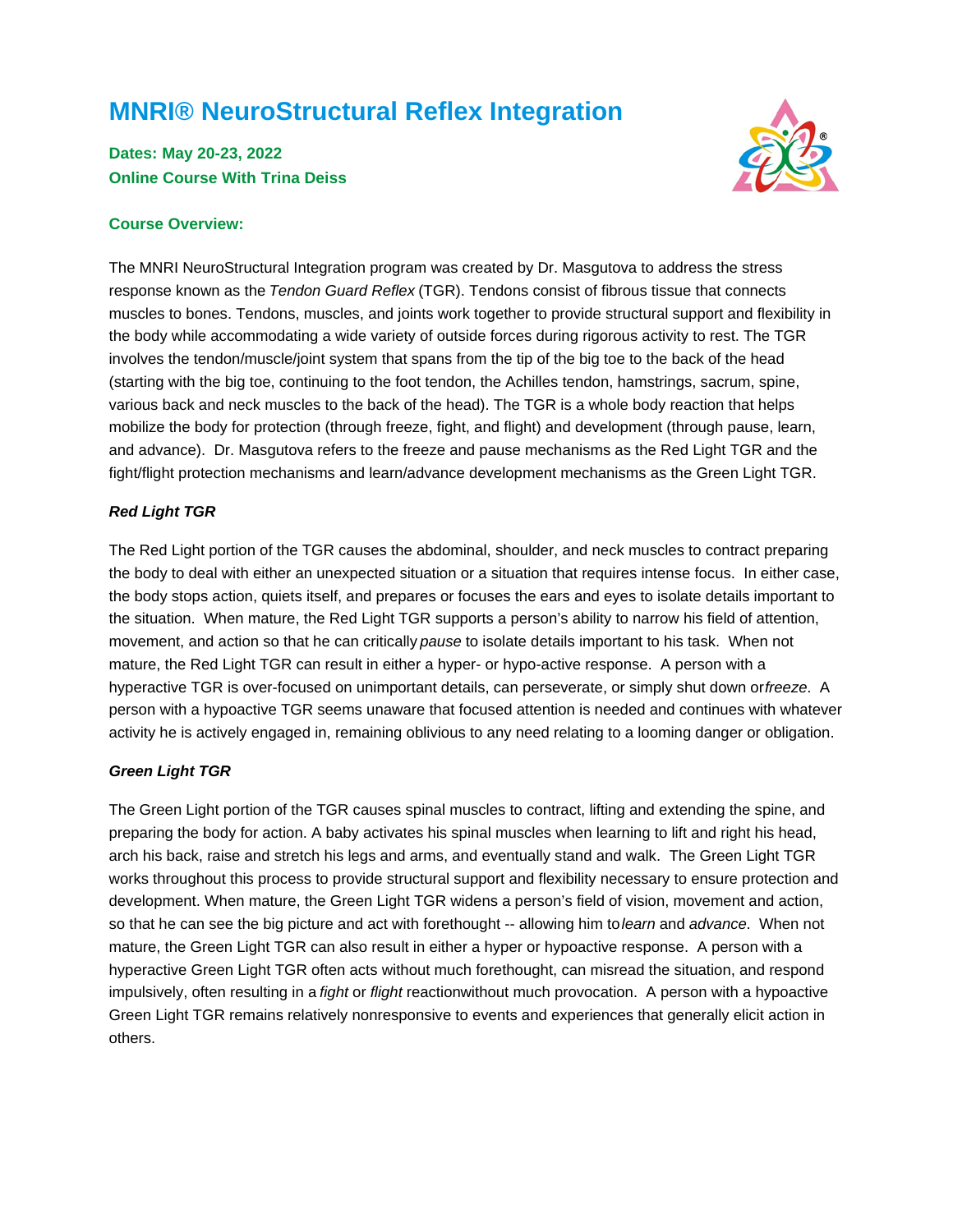# MNRI® NeuroStructural Reflex Integration

**Dates: May 20-23, 2022**
**Online Course With Trina Deiss**

**Course Overview:**

The MNRI NeuroStructural Integration program was created by Dr. Masgutova to address the stress response known as the *Tendon Guard Reflex* (TGR). Tendons consist of fibrous tissue that connects muscles to bones. Tendons, muscles, and joints work together to provide structural support and flexibility in the body while accommodating a wide variety of outside forces during rigorous activity to rest. The TGR involves the tendon/muscle/joint system that spans from the tip of the big toe to the back of the head (starting with the big toe, continuing to the foot tendon, the Achilles tendon, hamstrings, sacrum, spine, various back and neck muscles to the back of the head). The TGR is a whole body reaction that helps mobilize the body for protection (through freeze, fight, and flight) and development (through pause, learn, and advance). Dr. Masgutova refers to the freeze and pause mechanisms as the Red Light TGR and the fight/flight protection mechanisms and learn/advance development mechanisms as the Green Light TGR.

***Red Light TGR***

The Red Light portion of the TGR causes the abdominal, shoulder, and neck muscles to contract preparing the body to deal with either an unexpected situation or a situation that requires intense focus. In either case, the body stops action, quiets itself, and prepares or focuses the ears and eyes to isolate details important to the situation. When mature, the Red Light TGR supports a person's ability to narrow his field of attention, movement, and action so that he can critically *pause* to isolate details important to his task. When not mature, the Red Light TGR can result in either a hyper- or hypo-active response. A person with a hyperactive TGR is over-focused on unimportant details, can perseverate, or simply shut down or *freeze*. A person with a hypoactive TGR seems unaware that focused attention is needed and continues with whatever activity he is actively engaged in, remaining oblivious to any need relating to a looming danger or obligation.

***Green Light TGR***

The Green Light portion of the TGR causes spinal muscles to contract, lifting and extending the spine, and preparing the body for action. A baby activates his spinal muscles when learning to lift and right his head, arch his back, raise and stretch his legs and arms, and eventually stand and walk. The Green Light TGR works throughout this process to provide structural support and flexibility necessary to ensure protection and development. When mature, the Green Light TGR widens a person's field of vision, movement and action, so that he can see the big picture and act with forethought -- allowing him to *learn* and *advance*. When not mature, the Green Light TGR can also result in either a hyper or hypoactive response. A person with a hyperactive Green Light TGR often acts without much forethought, can misread the situation, and respond impulsively, often resulting in a *fight* or *flight* reaction without much provocation. A person with a hypoactive Green Light TGR remains relatively nonresponsive to events and experiences that generally elicit action in others.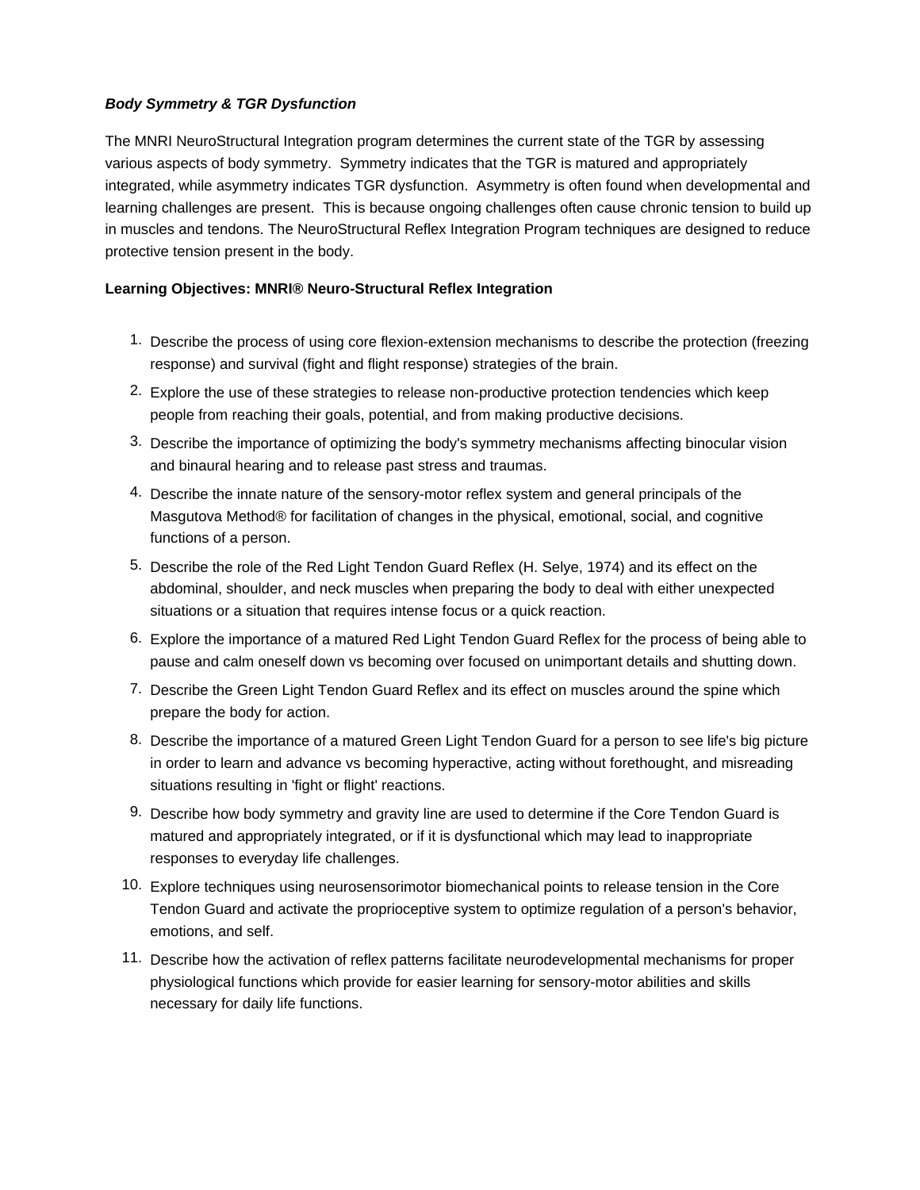***Body Symmetry & TGR Dysfunction***

The MNRI NeuroStructural Integration program determines the current state of the TGR by assessing various aspects of body symmetry. Symmetry indicates that the TGR is matured and appropriately integrated, while asymmetry indicates TGR dysfunction. Asymmetry is often found when developmental and learning challenges are present. This is because ongoing challenges often cause chronic tension to build up in muscles and tendons. The NeuroStructural Reflex Integration Program techniques are designed to reduce protective tension present in the body.

**Learning Objectives: MNRI® Neuro-Structural Reflex Integration**

1. Describe the process of using core flexion-extension mechanisms to describe the protection (freezing response) and survival (fight and flight response) strategies of the brain.
2. Explore the use of these strategies to release non-productive protection tendencies which keep people from reaching their goals, potential, and from making productive decisions.
3. Describe the importance of optimizing the body's symmetry mechanisms affecting binocular vision and binaural hearing and to release past stress and traumas.
4. Describe the innate nature of the sensory-motor reflex system and general principals of the Masgutova Method® for facilitation of changes in the physical, emotional, social, and cognitive functions of a person.
5. Describe the role of the Red Light Tendon Guard Reflex (H. Selye, 1974) and its effect on the abdominal, shoulder, and neck muscles when preparing the body to deal with either unexpected situations or a situation that requires intense focus or a quick reaction.
6. Explore the importance of a matured Red Light Tendon Guard Reflex for the process of being able to pause and calm oneself down vs becoming over focused on unimportant details and shutting down.
7. Describe the Green Light Tendon Guard Reflex and its effect on muscles around the spine which prepare the body for action.
8. Describe the importance of a matured Green Light Tendon Guard for a person to see life's big picture in order to learn and advance vs becoming hyperactive, acting without forethought, and misreading situations resulting in 'fight or flight' reactions.
9. Describe how body symmetry and gravity line are used to determine if the Core Tendon Guard is matured and appropriately integrated, or if it is dysfunctional which may lead to inappropriate responses to everyday life challenges.
10. Explore techniques using neurosensorimotor biomechanical points to release tension in the Core Tendon Guard and activate the proprioceptive system to optimize regulation of a person's behavior, emotions, and self.
11. Describe how the activation of reflex patterns facilitate neurodevelopmental mechanisms for proper physiological functions which provide for easier learning for sensory-motor abilities and skills necessary for daily life functions.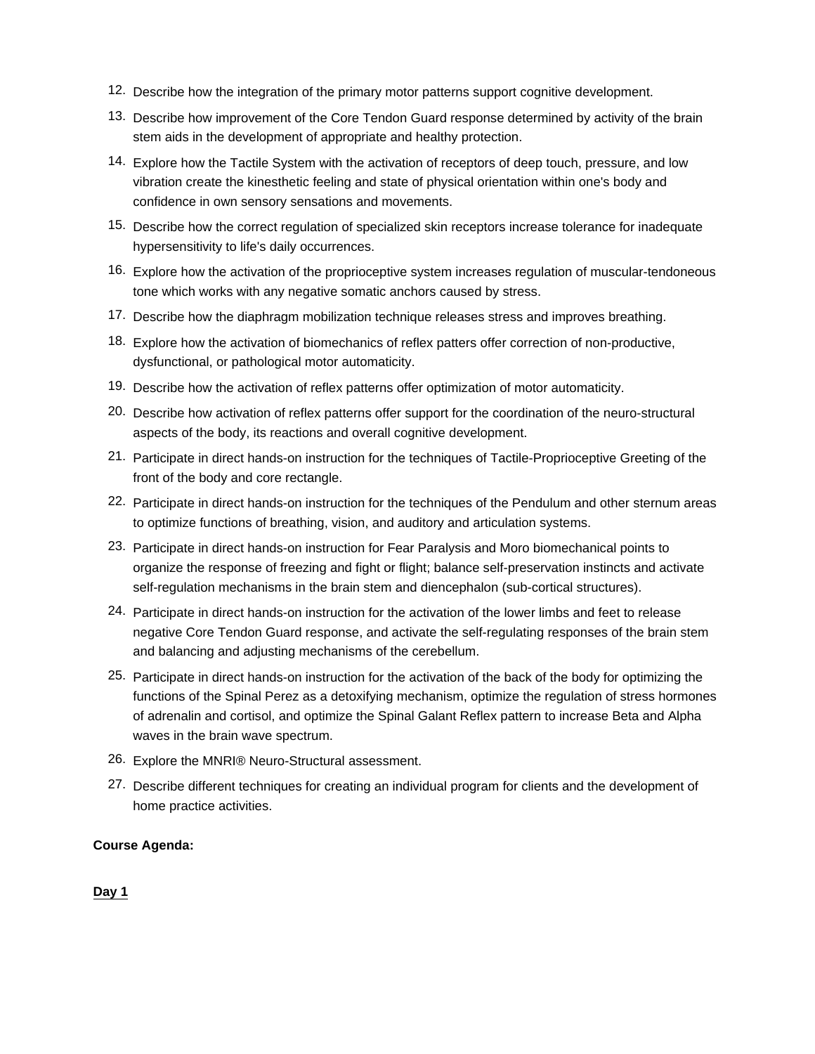12. Describe how the integration of the primary motor patterns support cognitive development.
13. Describe how improvement of the Core Tendon Guard response determined by activity of the brain stem aids in the development of appropriate and healthy protection.
14. Explore how the Tactile System with the activation of receptors of deep touch, pressure, and low vibration create the kinesthetic feeling and state of physical orientation within one's body and confidence in own sensory sensations and movements.
15. Describe how the correct regulation of specialized skin receptors increase tolerance for inadequate hypersensitivity to life's daily occurrences.
16. Explore how the activation of the proprioceptive system increases regulation of muscular-tendoneous tone which works with any negative somatic anchors caused by stress.
17. Describe how the diaphragm mobilization technique releases stress and improves breathing.
18. Explore how the activation of biomechanics of reflex patters offer correction of non-productive, dysfunctional, or pathological motor automaticity.
19. Describe how the activation of reflex patterns offer optimization of motor automaticity.
20. Describe how activation of reflex patterns offer support for the coordination of the neuro-structural aspects of the body, its reactions and overall cognitive development.
21. Participate in direct hands-on instruction for the techniques of Tactile-Proprioceptive Greeting of the front of the body and core rectangle.
22. Participate in direct hands-on instruction for the techniques of the Pendulum and other sternum areas to optimize functions of breathing, vision, and auditory and articulation systems.
23. Participate in direct hands-on instruction for Fear Paralysis and Moro biomechanical points to organize the response of freezing and fight or flight; balance self-preservation instincts and activate self-regulation mechanisms in the brain stem and diencephalon (sub-cortical structures).
24. Participate in direct hands-on instruction for the activation of the lower limbs and feet to release negative Core Tendon Guard response, and activate the self-regulating responses of the brain stem and balancing and adjusting mechanisms of the cerebellum.
25. Participate in direct hands-on instruction for the activation of the back of the body for optimizing the functions of the Spinal Perez as a detoxifying mechanism, optimize the regulation of stress hormones of adrenalin and cortisol, and optimize the Spinal Galant Reflex pattern to increase Beta and Alpha waves in the brain wave spectrum.
26. Explore the MNRI® Neuro-Structural assessment.
27. Describe different techniques for creating an individual program for clients and the development of home practice activities.

**Course Agenda:**

**<u>Day 1</u>**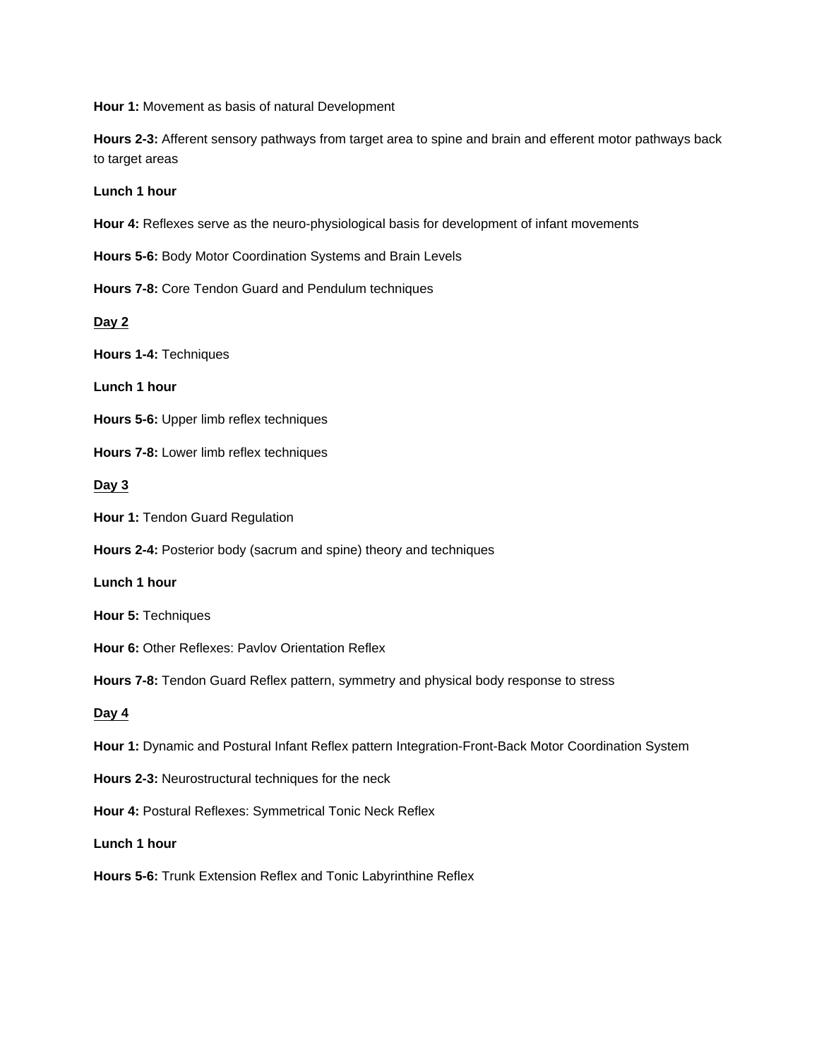**Hour 1:** Movement as basis of natural Development

**Hours 2-3:** Afferent sensory pathways from target area to spine and brain and efferent motor pathways back to target areas

**Lunch 1 hour**

**Hour 4:** Reflexes serve as the neuro-physiological basis for development of infant movements

**Hours 5-6:** Body Motor Coordination Systems and Brain Levels

**Hours 7-8:** Core Tendon Guard and Pendulum techniques

**Day 2**

**Hours 1-4:** Techniques

**Lunch 1 hour**

**Hours 5-6:** Upper limb reflex techniques

**Hours 7-8:** Lower limb reflex techniques

**Day 3**

**Hour 1:** Tendon Guard Regulation

**Hours 2-4:** Posterior body (sacrum and spine) theory and techniques

**Lunch 1 hour**

**Hour 5:** Techniques

**Hour 6:** Other Reflexes: Pavlov Orientation Reflex

**Hours 7-8:** Tendon Guard Reflex pattern, symmetry and physical body response to stress

**Day 4**

**Hour 1:** Dynamic and Postural Infant Reflex pattern Integration-Front-Back Motor Coordination System

**Hours 2-3:** Neurostructural techniques for the neck

**Hour 4:** Postural Reflexes: Symmetrical Tonic Neck Reflex

**Lunch 1 hour**

**Hours 5-6:** Trunk Extension Reflex and Tonic Labyrinthine Reflex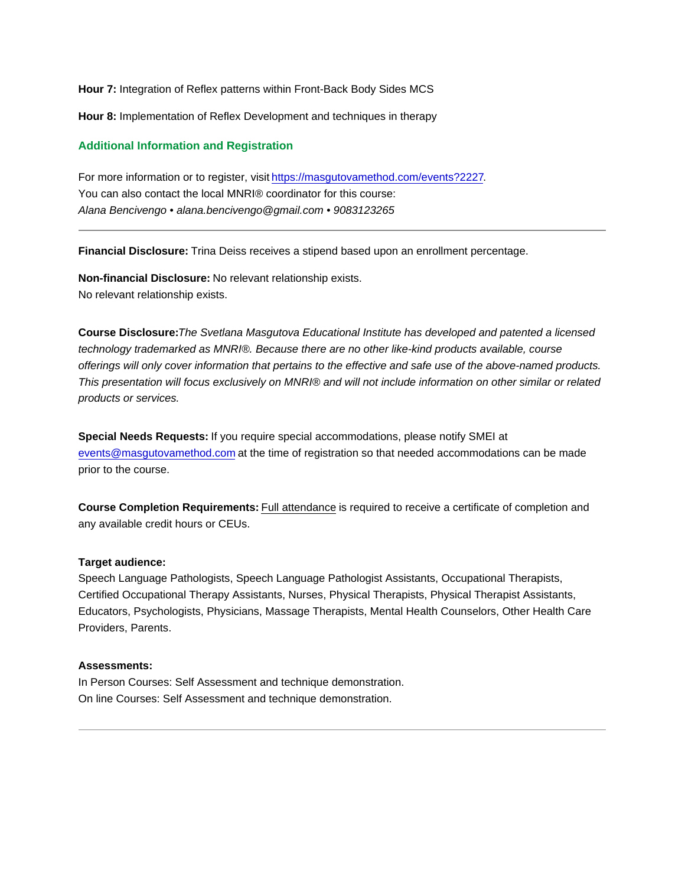**Hour 7:** Integration of Reflex patterns within Front-Back Body Sides MCS

**Hour 8:** Implementation of Reflex Development and techniques in therapy

## Additional Information and Registration

For more information or to register, visit https://masgutovamethod.com/events?2227.
You can also contact the local MNRI® coordinator for this course:
*Alana Bencivengo • alana.bencivengo@gmail.com • 9083123265*

---

**Financial Disclosure:** Trina Deiss receives a stipend based upon an enrollment percentage.

**Non-financial Disclosure:** No relevant relationship exists.
No relevant relationship exists.

**Course Disclosure:** *The Svetlana Masgutova Educational Institute has developed and patented a licensed technology trademarked as MNRI®. Because there are no other like-kind products available, course offerings will only cover information that pertains to the effective and safe use of the above-named products. This presentation will focus exclusively on MNRI® and will not include information on other similar or related products or services.*

**Special Needs Requests:** If you require special accommodations, please notify SMEI at events@masgutovamethod.com at the time of registration so that needed accommodations can be made prior to the course.

**Course Completion Requirements:** Full attendance is required to receive a certificate of completion and any available credit hours or CEUs.

**Target audience:**
Speech Language Pathologists, Speech Language Pathologist Assistants, Occupational Therapists, Certified Occupational Therapy Assistants, Nurses, Physical Therapists, Physical Therapist Assistants, Educators, Psychologists, Physicians, Massage Therapists, Mental Health Counselors, Other Health Care Providers, Parents.

**Assessments:**
In Person Courses: Self Assessment and technique demonstration.
On line Courses: Self Assessment and technique demonstration.

---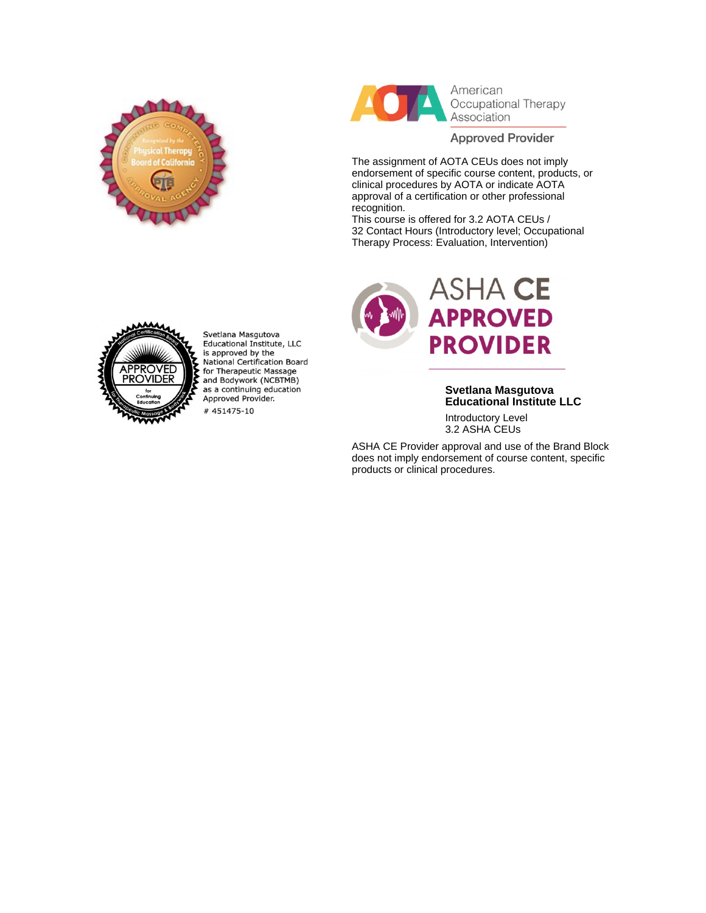American Occupational Therapy Association

Approved Provider

The assignment of AOTA CEUs does not imply endorsement of specific course content, products, or clinical procedures by AOTA or indicate AOTA approval of a certification or other professional recognition.
This course is offered for 3.2 AOTA CEUs / 32 Contact Hours (Introductory level; Occupational Therapy Process: Evaluation, Intervention)

Svetlana Masgutova Educational Institute, LLC is approved by the National Certification Board for Therapeutic Massage and Bodywork (NCBTMB) as a continuing education Approved Provider.
# 451475-10

ASHA CE APPROVED PROVIDER

**Svetlana Masgutova Educational Institute LLC**

Introductory Level
3.2 ASHA CEUs

ASHA CE Provider approval and use of the Brand Block does not imply endorsement of course content, specific products or clinical procedures.